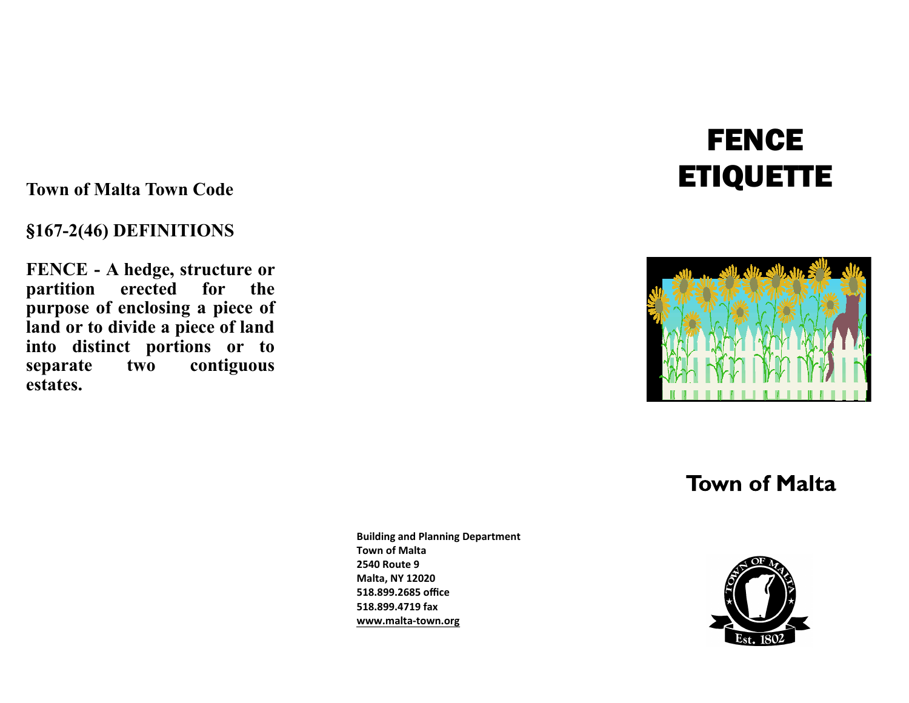**Town of Malta Town Code**

**§167-2(46) DEFINITIONS**

**FENCE - A hedge, structure or partition erected for the purpose of enclosing a piece of land or to divide a piece of land into distinct portions or to separate two contiguous estates.**

**Building and Planning Department**
**Town of Malta**
**2540 Route 9**
**Malta, NY 12020**
**518.899.2685 office**
**518.899.4719 fax**
**www.malta-town.org**

# FENCE ETIQUETTE

## Town of Malta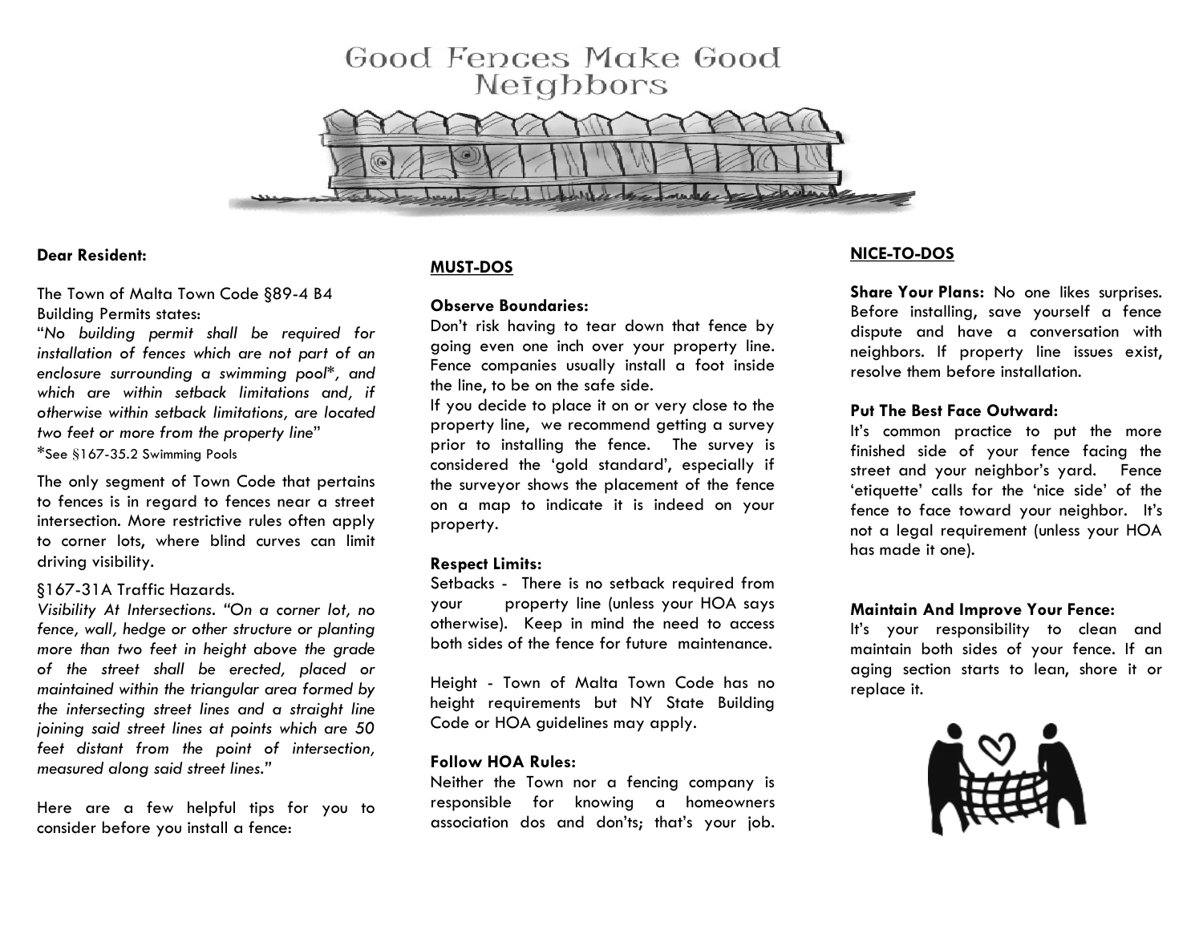# Good Fences Make Good Neighbors

**Dear Resident:**

The Town of Malta Town Code §89-4 B4 Building Permits states:

"*No building permit shall be required for installation of fences which are not part of an enclosure surrounding a swimming pool*\*, *and which are within setback limitations and, if otherwise within setback limitations, are located two feet or more from the property line*"

*See §167-35.2 Swimming Pools

The only segment of Town Code that pertains to fences is in regard to fences near a street intersection. More restrictive rules often apply to corner lots, where blind curves can limit driving visibility.

§167-31A Traffic Hazards.

*Visibility At Intersections. "On a corner lot, no fence, wall, hedge or other structure or planting more than two feet in height above the grade of the street shall be erected, placed or maintained within the triangular area formed by the intersecting street lines and a straight line joining said street lines at points which are 50 feet distant from the point of intersection, measured along said street lines."*

Here are a few helpful tips for you to consider before you install a fence:

## MUST-DOS

**Observe Boundaries:**

Don't risk having to tear down that fence by going even one inch over your property line. Fence companies usually install a foot inside the line, to be on the safe side.

If you decide to place it on or very close to the property line, we recommend getting a survey prior to installing the fence. The survey is considered the 'gold standard', especially if the surveyor shows the placement of the fence on a map to indicate it is indeed on your property.

**Respect Limits:**

Setbacks - There is no setback required from your property line (unless your HOA says otherwise). Keep in mind the need to access both sides of the fence for future maintenance.

Height - Town of Malta Town Code has no height requirements but NY State Building Code or HOA guidelines may apply.

**Follow HOA Rules:**

Neither the Town nor a fencing company is responsible for knowing a homeowners association dos and don'ts; that's your job.

## NICE-TO-DOS

**Share Your Plans:** No one likes surprises. Before installing, save yourself a fence dispute and have a conversation with neighbors. If property line issues exist, resolve them before installation.

**Put The Best Face Outward:**

It's common practice to put the more finished side of your fence facing the street and your neighbor's yard. Fence 'etiquette' calls for the 'nice side' of the fence to face toward your neighbor. It's not a legal requirement (unless your HOA has made it one).

**Maintain And Improve Your Fence:**

It's your responsibility to clean and maintain both sides of your fence. If an aging section starts to lean, shore it or replace it.